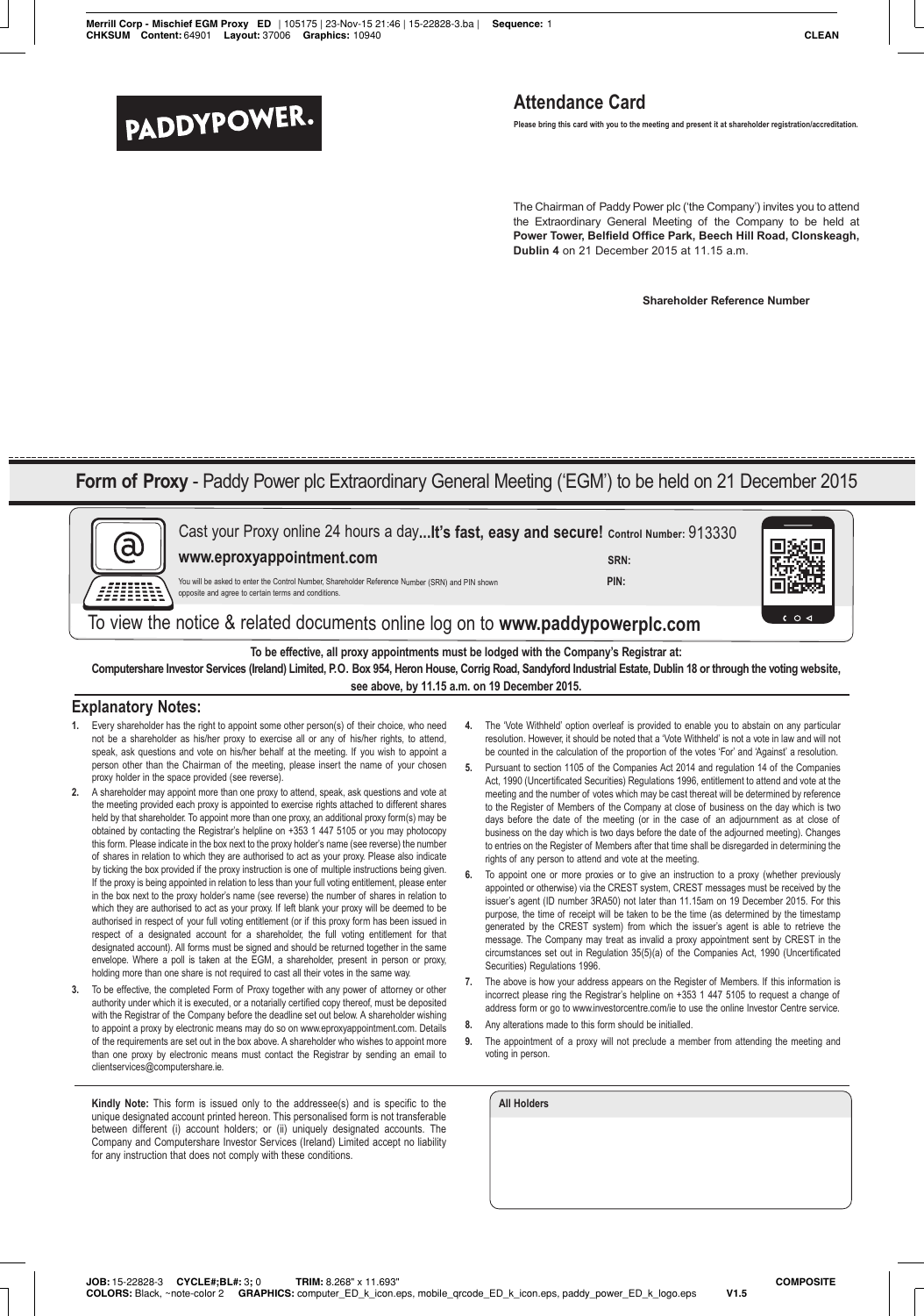PADDYPOWER.

## Attendance Card

**Please bring this card with you to the meeting and present it at shareholder registration/accreditation.**

The Chairman of Paddy Power plc ('the Company') invites you to attend the Extraordinary General Meeting of the Company to be held at **Power Tower, Belfield Office Park, Beech Hill Road, Clonskeagh, Dublin 4** on 21 December 2015 at 11.15 a.m.

**Shareholder Reference Number**

## Form of Proxy - Paddy Power plc Extraordinary General Meeting ('EGM') to be held on 21 December 2015

Cast your Proxy online 24 hours a day...**It's fast, easy and secure!** **Control Number:** 913330

**www.eproxyappointment.com**

**SRN:**

**PIN:**

You will be asked to enter the Control Number, Shareholder Reference Number (SRN) and PIN shown opposite and agree to certain terms and conditions.

To view the notice & related documents online log on to **www.paddypowerplc.com**

**To be effective, all proxy appointments must be lodged with the Company's Registrar at: Computershare Investor Services (Ireland) Limited, P.O. Box 954, Heron House, Corrig Road, Sandyford Industrial Estate, Dublin 18 or through the voting website, see above, by 11.15 a.m. on 19 December 2015.**

### Explanatory Notes:

1. Every shareholder has the right to appoint some other person(s) of their choice, who need not be a shareholder as his/her proxy to exercise all or any of his/her rights, to attend, speak, ask questions and vote on his/her behalf at the meeting. If you wish to appoint a person other than the Chairman of the meeting, please insert the name of your chosen proxy holder in the space provided (see reverse).
2. A shareholder may appoint more than one proxy to attend, speak, ask questions and vote at the meeting provided each proxy is appointed to exercise rights attached to different shares held by that shareholder. To appoint more than one proxy, an additional proxy form(s) may be obtained by contacting the Registrar's helpline on +353 1 447 5105 or you may photocopy this form. Please indicate in the box next to the proxy holder's name (see reverse) the number of shares in relation to which they are authorised to act as your proxy. Please also indicate by ticking the box provided if the proxy instruction is one of multiple instructions being given. If the proxy is being appointed in relation to less than your full voting entitlement, please enter in the box next to the proxy holder's name (see reverse) the number of shares in relation to which they are authorised to act as your proxy. If left blank your proxy will be deemed to be authorised in respect of your full voting entitlement (or if this proxy form has been issued in respect of a designated account for a shareholder, the full voting entitlement for that designated account). All forms must be signed and should be returned together in the same envelope. Where a poll is taken at the EGM, a shareholder, present in person or proxy, holding more than one share is not required to cast all their votes in the same way.
3. To be effective, the completed Form of Proxy together with any power of attorney or other authority under which it is executed, or a notarially certified copy thereof, must be deposited with the Registrar of the Company before the deadline set out below. A shareholder wishing to appoint a proxy by electronic means may do so on www.eproxyappointment.com. Details of the requirements are set out in the box above. A shareholder who wishes to appoint more than one proxy by electronic means must contact the Registrar by sending an email to clientservices@computershare.ie.
4. The 'Vote Withheld' option overleaf is provided to enable you to abstain on any particular resolution. However, it should be noted that a 'Vote Withheld' is not a vote in law and will not be counted in the calculation of the proportion of the votes 'For' and 'Against' a resolution.
5. Pursuant to section 1105 of the Companies Act 2014 and regulation 14 of the Companies Act, 1990 (Uncertificated Securities) Regulations 1996, entitlement to attend and vote at the meeting and the number of votes which may be cast thereat will be determined by reference to the Register of Members of the Company at close of business on the day which is two days before the date of the meeting (or in the case of an adjournment as at close of business on the day which is two days before the date of the adjourned meeting). Changes to entries on the Register of Members after that time shall be disregarded in determining the rights of any person to attend and vote at the meeting.
6. To appoint one or more proxies or to give an instruction to a proxy (whether previously appointed or otherwise) via the CREST system, CREST messages must be received by the issuer's agent (ID number 3RA50) not later than 11.15am on 19 December 2015. For this purpose, the time of receipt will be taken to be the time (as determined by the timestamp generated by the CREST system) from which the issuer's agent is able to retrieve the message. The Company may treat as invalid a proxy appointment sent by CREST in the circumstances set out in Regulation 35(5)(a) of the Companies Act, 1990 (Uncertificated Securities) Regulations 1996.
7. The above is how your address appears on the Register of Members. If this information is incorrect please ring the Registrar's helpline on +353 1 447 5105 to request a change of address form or go to www.investorcentre.com/ie to use the online Investor Centre service.
8. Any alterations made to this form should be initialled.
9. The appointment of a proxy will not preclude a member from attending the meeting and voting in person.

**Kindly Note:** This form is issued only to the addressee(s) and is specific to the unique designated account printed hereon. This personalised form is not transferable between different (i) account holders; or (ii) uniquely designated accounts. The Company and Computershare Investor Services (Ireland) Limited accept no liability for any instruction that does not comply with these conditions.

**All Holders**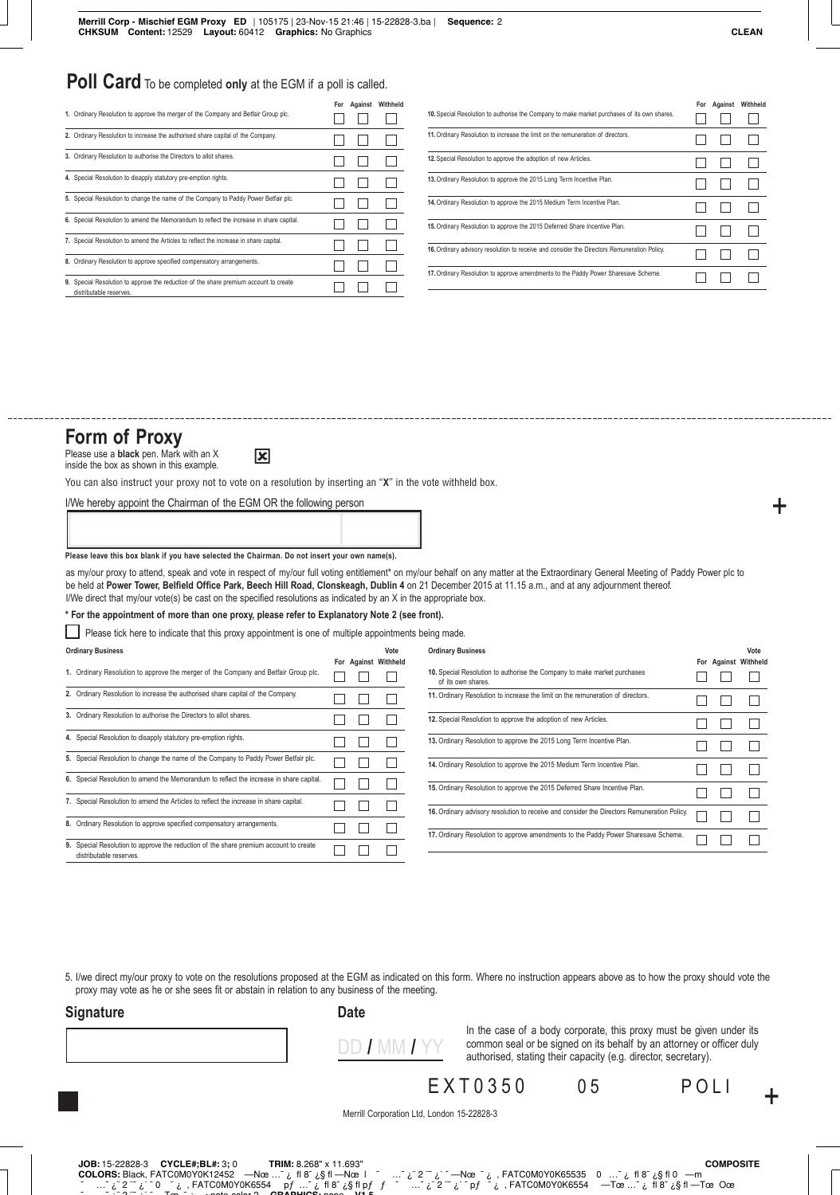## Poll Card

To be completed **only** at the EGM if a poll is called.

| | For | Against | Withheld |
|---|---|---|---|
| 1. Ordinary Resolution to approve the merger of the Company and Betfair Group plc. | ☐ | ☐ | ☐ |
| 2. Ordinary Resolution to increase the authorised share capital of the Company. | ☐ | ☐ | ☐ |
| 3. Ordinary Resolution to authorise the Directors to allot shares. | ☐ | ☐ | ☐ |
| 4. Special Resolution to disapply statutory pre-emption rights. | ☐ | ☐ | ☐ |
| 5. Special Resolution to change the name of the Company to Paddy Power Betfair plc. | ☐ | ☐ | ☐ |
| 6. Special Resolution to amend the Memorandum to reflect the increase in share capital. | ☐ | ☐ | ☐ |
| 7. Special Resolution to amend the Articles to reflect the increase in share capital. | ☐ | ☐ | ☐ |
| 8. Ordinary Resolution to approve specified compensatory arrangements. | ☐ | ☐ | ☐ |
| 9. Special Resolution to approve the reduction of the share premium account to create distributable reserves. | ☐ | ☐ | ☐ |
| 10. Special Resolution to authorise the Company to make market purchases of its own shares. | ☐ | ☐ | ☐ |
| 11. Ordinary Resolution to increase the limit on the remuneration of directors. | ☐ | ☐ | ☐ |
| 12. Special Resolution to approve the adoption of new Articles. | ☐ | ☐ | ☐ |
| 13. Ordinary Resolution to approve the 2015 Long Term Incentive Plan. | ☐ | ☐ | ☐ |
| 14. Ordinary Resolution to approve the 2015 Medium Term Incentive Plan. | ☐ | ☐ | ☐ |
| 15. Ordinary Resolution to approve the 2015 Deferred Share Incentive Plan. | ☐ | ☐ | ☐ |
| 16. Ordinary advisory resolution to receive and consider the Directors Remuneration Policy. | ☐ | ☐ | ☐ |
| 17. Ordinary Resolution to approve amendments to the Paddy Power Sharesave Scheme. | ☐ | ☐ | ☐ |

---

## Form of Proxy

Please use a **black** pen. Mark with an X inside the box as shown in this example. ☒

You can also instruct your proxy not to vote on a resolution by inserting an "**X**" in the vote withheld box.

I/We hereby appoint the Chairman of the EGM OR the following person

**Please leave this box blank if you have selected the Chairman. Do not insert your own name(s).**

as my/our proxy to attend, speak and vote in respect of my/our full voting entitlement* on my/our behalf on any matter at the Extraordinary General Meeting of Paddy Power plc to be held at **Power Tower, Belfield Office Park, Beech Hill Road, Clonskeagh, Dublin 4** on 21 December 2015 at 11.15 a.m., and at any adjournment thereof. I/We direct that my/our vote(s) be cast on the specified resolutions as indicated by an X in the appropriate box.

**\* For the appointment of more than one proxy, please refer to Explanatory Note 2 (see front).**

☐ Please tick here to indicate that this proxy appointment is one of multiple appointments being made.

| Ordinary Business | Vote For | Vote Against | Vote Withheld |
|---|---|---|---|
| 1. Ordinary Resolution to approve the merger of the Company and Betfair Group plc. | ☐ | ☐ | ☐ |
| 2. Ordinary Resolution to increase the authorised share capital of the Company. | ☐ | ☐ | ☐ |
| 3. Ordinary Resolution to authorise the Directors to allot shares. | ☐ | ☐ | ☐ |
| 4. Special Resolution to disapply statutory pre-emption rights. | ☐ | ☐ | ☐ |
| 5. Special Resolution to change the name of the Company to Paddy Power Betfair plc. | ☐ | ☐ | ☐ |
| 6. Special Resolution to amend the Memorandum to reflect the increase in share capital. | ☐ | ☐ | ☐ |
| 7. Special Resolution to amend the Articles to reflect the increase in share capital. | ☐ | ☐ | ☐ |
| 8. Ordinary Resolution to approve specified compensatory arrangements. | ☐ | ☐ | ☐ |
| 9. Special Resolution to approve the reduction of the share premium account to create distributable reserves. | ☐ | ☐ | ☐ |
| 10. Special Resolution to authorise the Company to make market purchases of its own shares. | ☐ | ☐ | ☐ |
| 11. Ordinary Resolution to increase the limit on the remuneration of directors. | ☐ | ☐ | ☐ |
| 12. Special Resolution to approve the adoption of new Articles. | ☐ | ☐ | ☐ |
| 13. Ordinary Resolution to approve the 2015 Long Term Incentive Plan. | ☐ | ☐ | ☐ |
| 14. Ordinary Resolution to approve the 2015 Medium Term Incentive Plan. | ☐ | ☐ | ☐ |
| 15. Ordinary Resolution to approve the 2015 Deferred Share Incentive Plan. | ☐ | ☐ | ☐ |
| 16. Ordinary advisory resolution to receive and consider the Directors Remuneration Policy. | ☐ | ☐ | ☐ |
| 17. Ordinary Resolution to approve amendments to the Paddy Power Sharesave Scheme. | ☐ | ☐ | ☐ |

5. I/we direct my/our proxy to vote on the resolutions proposed at the EGM as indicated on this form. Where no instruction appears above as to how the proxy should vote the proxy may vote as he or she sees fit or abstain in relation to any business of the meeting.

**Signature**

**Date**

DD / MM / YY

In the case of a body corporate, this proxy must be given under its common seal or be signed on its behalf by an attorney or officer duly authorised, stating their capacity (e.g. director, secretary).

EXT0350 05 POLI